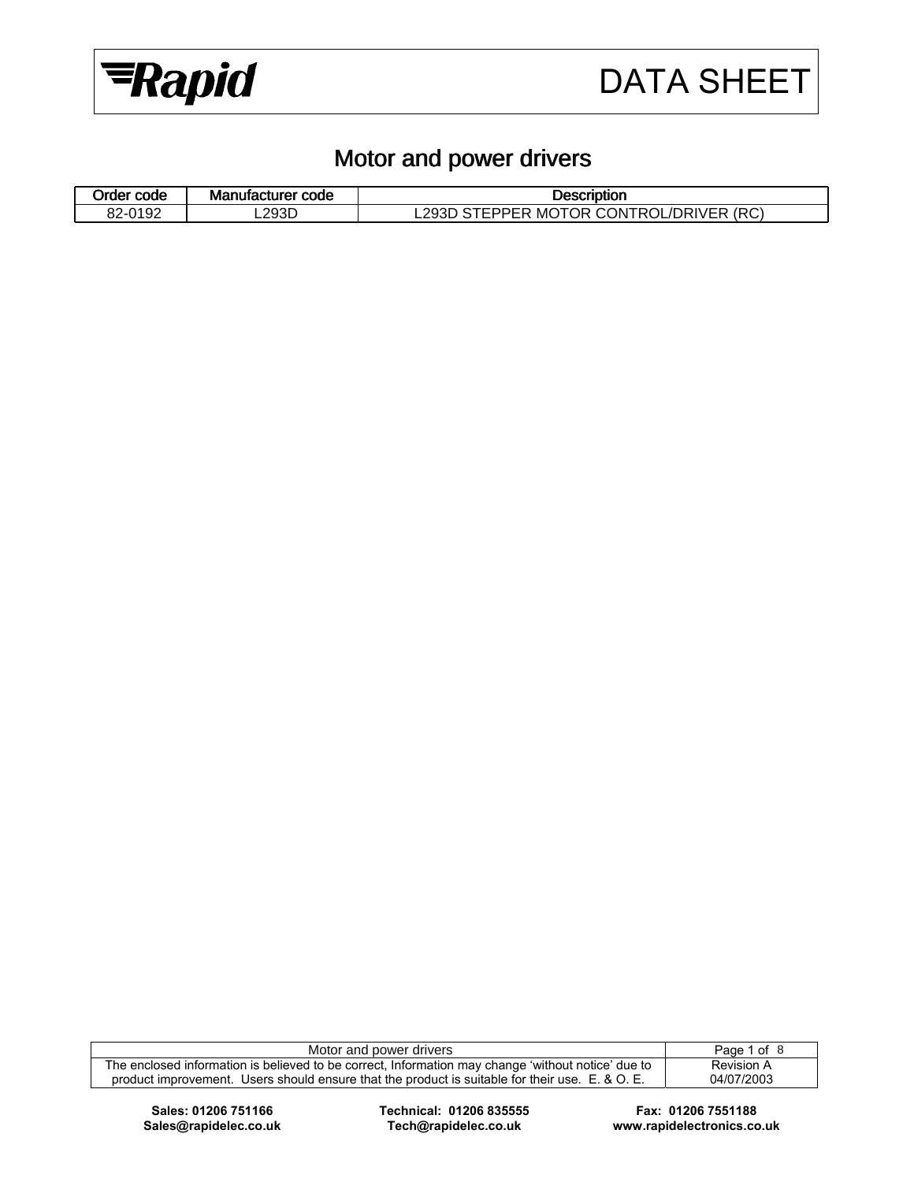# DATA SHEET

## Motor and power drivers

| Order code | Manufacturer code | Description |
|---|---|---|
| 82-0192 | L293D | L293D STEPPER MOTOR CONTROL/DRIVER (RC) |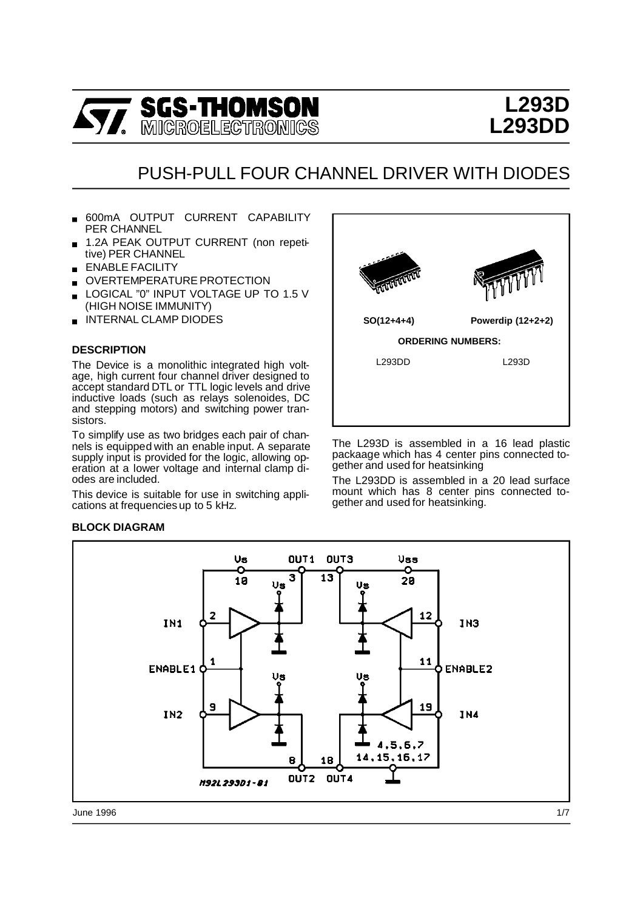# L293D
# L293DD

## PUSH-PULL FOUR CHANNEL DRIVER WITH DIODES

- 600mA OUTPUT CURRENT CAPABILITY PER CHANNEL
- 1.2A PEAK OUTPUT CURRENT (non repetitive) PER CHANNEL
- ENABLE FACILITY
- OVERTEMPERATURE PROTECTION
- LOGICAL "0" INPUT VOLTAGE UP TO 1.5 V (HIGH NOISE IMMUNITY)
- INTERNAL CLAMP DIODES

### DESCRIPTION

The Device is a monolithic integrated high voltage, high current four channel driver designed to accept standard DTL or TTL logic levels and drive inductive loads (such as relays solenoides, DC and stepping motors) and switching power transistors.

To simplify use as two bridges each pair of channels is equipped with an enable input. A separate supply input is provided for the logic, allowing operation at a lower voltage and internal clamp diodes are included.

This device is suitable for use in switching applications at frequencies up to 5 kHz.

SO(12+4+4) Powerdip (12+2+2)

**ORDERING NUMBERS:**

L293DD L293D

The L293D is assembled in a 16 lead plastic packaage which has 4 center pins connected together and used for heatsinking

The L293DD is assembled in a 20 lead surface mount which has 8 center pins connected together and used for heatsinking.

### BLOCK DIAGRAM

June 1996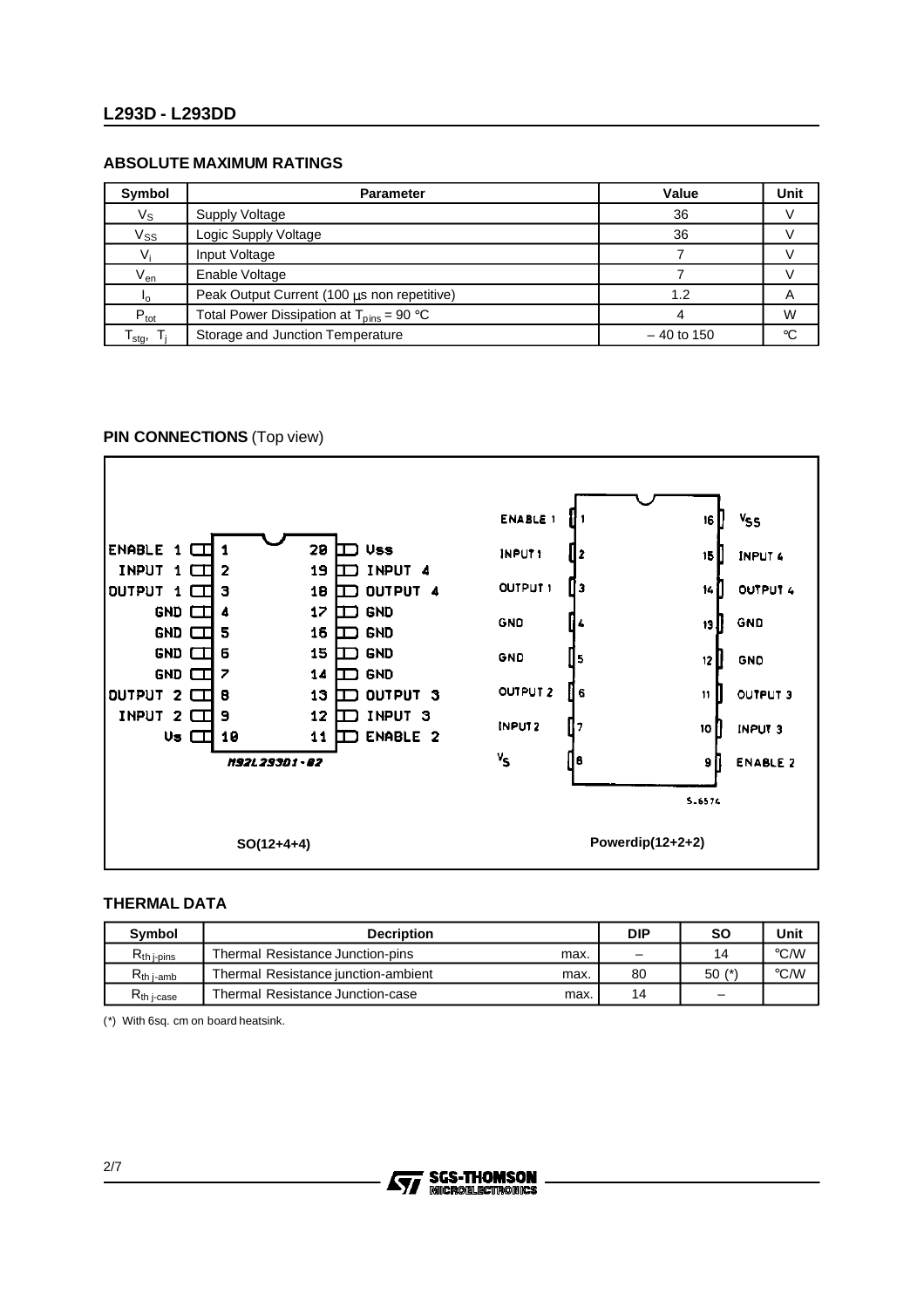## ABSOLUTE MAXIMUM RATINGS

| Symbol | Parameter | Value | Unit |
|---|---|---|---|
| $V_S$ | Supply Voltage | 36 | V |
| $V_{SS}$ | Logic Supply Voltage | 36 | V |
| $V_i$ | Input Voltage | 7 | V |
| $V_{en}$ | Enable Voltage | 7 | V |
| $I_o$ | Peak Output Current (100 μs non repetitive) | 1.2 | A |
| $P_{tot}$ | Total Power Dissipation at $T_{pins}$ = 90 °C | 4 | W |
| $T_{stg}$, $T_j$ | Storage and Junction Temperature | – 40 to 150 | °C |

## PIN CONNECTIONS (Top view)

**SO(12+4+4)**

| Pin | Name | Pin | Name |
|---|---|---|---|
| 1 | ENABLE 1 | 20 | Vss |
| 2 | INPUT 1 | 19 | INPUT 4 |
| 3 | OUTPUT 1 | 18 | OUTPUT 4 |
| 4 | GND | 17 | GND |
| 5 | GND | 16 | GND |
| 6 | GND | 15 | GND |
| 7 | GND | 14 | GND |
| 8 | OUTPUT 2 | 13 | OUTPUT 3 |
| 9 | INPUT 2 | 12 | INPUT 3 |
| 10 | Vs | 11 | ENABLE 2 |

M92L293D1-02

**Powerdip(12+2+2)**

| Pin | Name | Pin | Name |
|---|---|---|---|
| 1 | ENABLE 1 | 16 | $V_{SS}$ |
| 2 | INPUT 1 | 15 | INPUT 4 |
| 3 | OUTPUT 1 | 14 | OUTPUT 4 |
| 4 | GND | 13 | GND |
| 5 | GND | 12 | GND |
| 6 | OUTPUT 2 | 11 | OUTPUT 3 |
| 7 | INPUT 2 | 10 | INPUT 3 |
| 8 | $V_S$ | 9 | ENABLE 2 |

S-6574

## THERMAL DATA

| Symbol | Decription | | DIP | SO | Unit |
|---|---|---|---|---|---|
| $R_{th\ j\text{-}pins}$ | Thermal Resistance Junction-pins | max. | – | 14 | °C/W |
| $R_{th\ j\text{-}amb}$ | Thermal Resistance junction-ambient | max. | 80 | 50 (*) | °C/W |
| $R_{th\ j\text{-}case}$ | Thermal Resistance Junction-case | max. | 14 | – | |

(*) With 6sq. cm on board heatsink.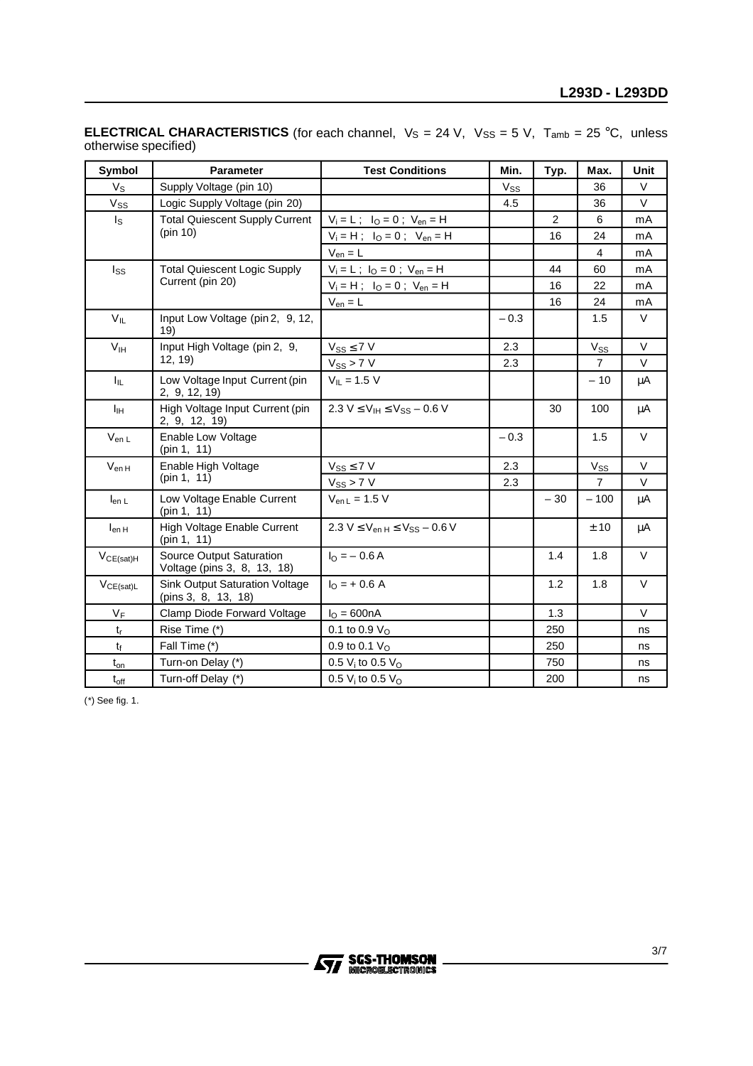**ELECTRICAL CHARACTERISTICS** (for each channel, $V_S$ = 24 V, $V_{SS}$ = 5 V, $T_{amb}$ = 25 °C, unless otherwise specified)

| Symbol | Parameter | Test Conditions | Min. | Typ. | Max. | Unit |
|---|---|---|---|---|---|---|
| $V_S$ | Supply Voltage (pin 10) | | $V_{SS}$ | | 36 | V |
| $V_{SS}$ | Logic Supply Voltage (pin 20) | | 4.5 | | 36 | V |
| $I_S$ | Total Quiescent Supply Current (pin 10) | $V_i$ = L ; $I_O$ = 0 ; $V_{en}$ = H | | 2 | 6 | mA |
| | | $V_i$ = H ; $I_O$ = 0 ; $V_{en}$ = H | | 16 | 24 | mA |
| | | $V_{en}$ = L | | | 4 | mA |
| $I_{SS}$ | Total Quiescent Logic Supply Current (pin 20) | $V_i$ = L ; $I_O$ = 0 ; $V_{en}$ = H | | 44 | 60 | mA |
| | | $V_i$ = H ; $I_O$ = 0 ; $V_{en}$ = H | | 16 | 22 | mA |
| | | $V_{en}$ = L | | 16 | 24 | mA |
| $V_{IL}$ | Input Low Voltage (pin 2, 9, 12, 19) | | – 0.3 | | 1.5 | V |
| $V_{IH}$ | Input High Voltage (pin 2, 9, 12, 19) | $V_{SS} \leq 7$ V | 2.3 | | $V_{SS}$ | V |
| | | $V_{SS} > 7$ V | 2.3 | | 7 | V |
| $I_{IL}$ | Low Voltage Input Current (pin 2, 9, 12, 19) | $V_{IL}$ = 1.5 V | | | – 10 | μA |
| $I_{IH}$ | High Voltage Input Current (pin 2, 9, 12, 19) | 2.3 V $\leq V_{IH} \leq V_{SS}$ – 0.6 V | | 30 | 100 | μA |
| $V_{en\,L}$ | Enable Low Voltage (pin 1, 11) | | – 0.3 | | 1.5 | V |
| $V_{en\,H}$ | Enable High Voltage (pin 1, 11) | $V_{SS} \leq 7$ V | 2.3 | | $V_{SS}$ | V |
| | | $V_{SS} > 7$ V | 2.3 | | 7 | V |
| $I_{en\,L}$ | Low Voltage Enable Current (pin 1, 11) | $V_{en\,L}$ = 1.5 V | | – 30 | – 100 | μA |
| $I_{en\,H}$ | High Voltage Enable Current (pin 1, 11) | 2.3 V $\leq V_{en\,H} \leq V_{SS}$ – 0.6 V | | | ± 10 | μA |
| $V_{CE(sat)H}$ | Source Output Saturation Voltage (pins 3, 8, 13, 18) | $I_O$ = – 0.6 A | | 1.4 | 1.8 | V |
| $V_{CE(sat)L}$ | Sink Output Saturation Voltage (pins 3, 8, 13, 18) | $I_O$ = + 0.6 A | | 1.2 | 1.8 | V |
| $V_F$ | Clamp Diode Forward Voltage | $I_O$ = 600nA | | 1.3 | | V |
| $t_r$ | Rise Time (*) | 0.1 to 0.9 $V_O$ | | 250 | | ns |
| $t_f$ | Fall Time (*) | 0.9 to 0.1 $V_O$ | | 250 | | ns |
| $t_{on}$ | Turn-on Delay (*) | 0.5 $V_i$ to 0.5 $V_O$ | | 750 | | ns |
| $t_{off}$ | Turn-off Delay (*) | 0.5 $V_i$ to 0.5 $V_O$ | | 200 | | ns |

(*) See fig. 1.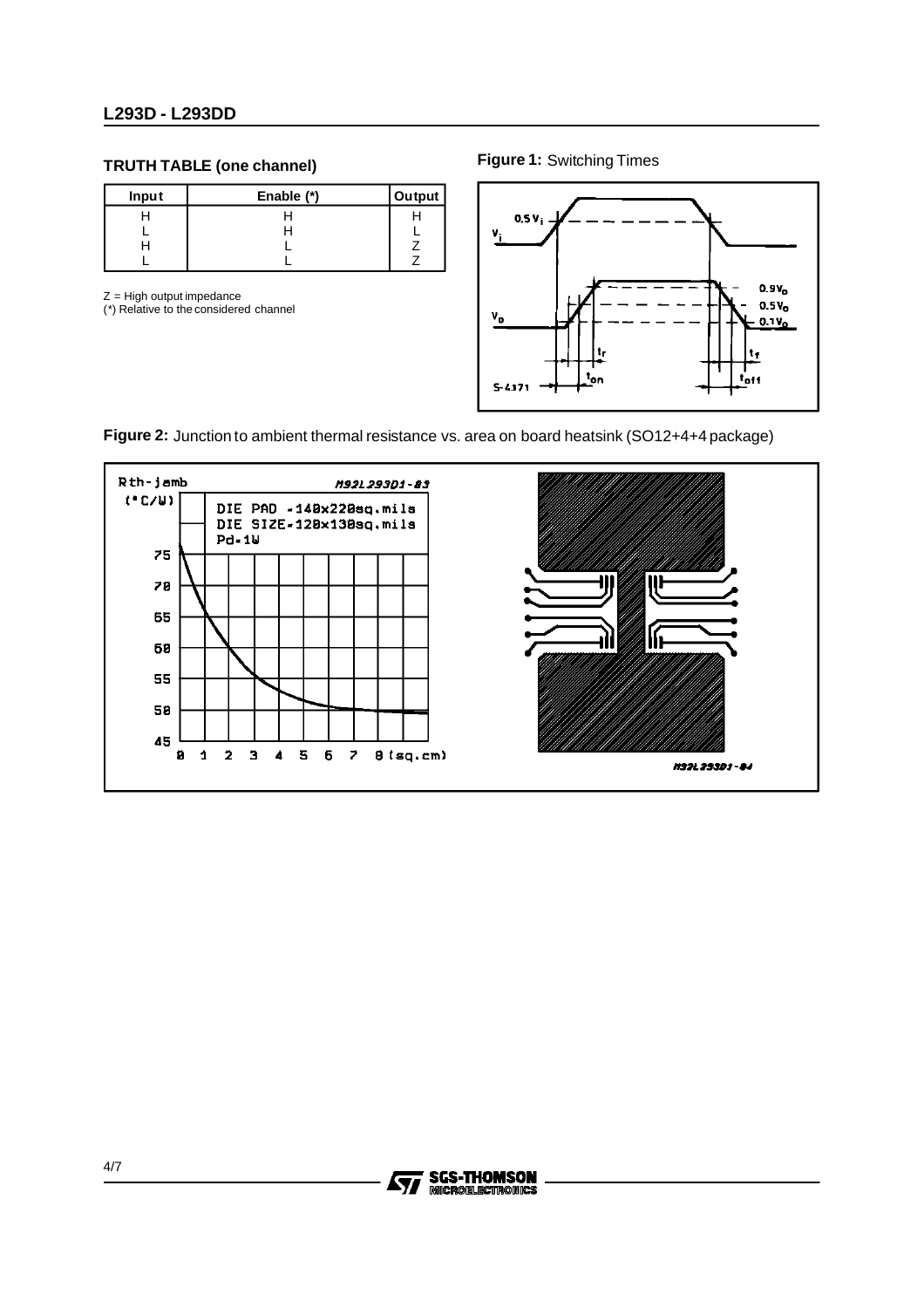### TRUTH TABLE (one channel)

| Input | Enable (*) | Output |
|---|---|---|
| H | H | H |
| L | H | L |
| H | L | Z |
| L | L | Z |

Z = High output impedance
(*) Relative to the considered channel

**Figure 1:** Switching Times

**Figure 2:** Junction to ambient thermal resistance vs. area on board heatsink (SO12+4+4 package)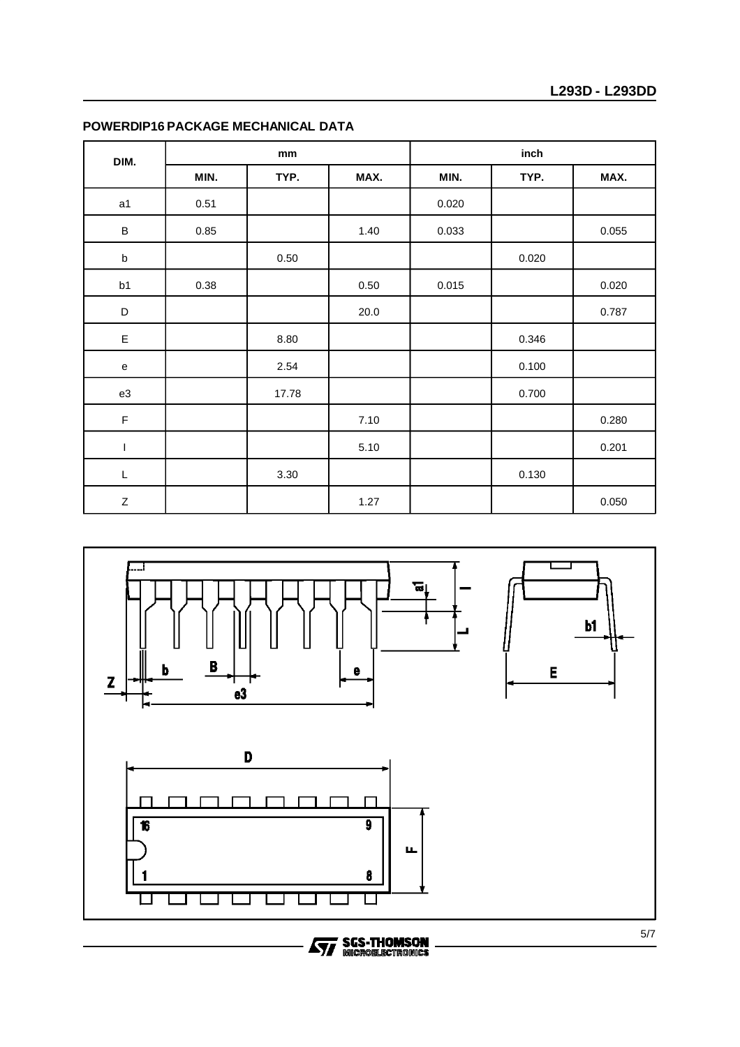## POWERDIP16 PACKAGE MECHANICAL DATA

| DIM. | mm | | | inch | | |
|---|---|---|---|---|---|---|
| | MIN. | TYP. | MAX. | MIN. | TYP. | MAX. |
| a1 | 0.51 | | | 0.020 | | |
| B | 0.85 | | 1.40 | 0.033 | | 0.055 |
| b | | 0.50 | | | 0.020 | |
| b1 | 0.38 | | 0.50 | 0.015 | | 0.020 |
| D | | | 20.0 | | | 0.787 |
| E | | 8.80 | | | 0.346 | |
| e | | 2.54 | | | 0.100 | |
| e3 | | 17.78 | | | 0.700 | |
| F | | | 7.10 | | | 0.280 |
| I | | | 5.10 | | | 0.201 |
| L | | 3.30 | | | 0.130 | |
| Z | | | 1.27 | | | 0.050 |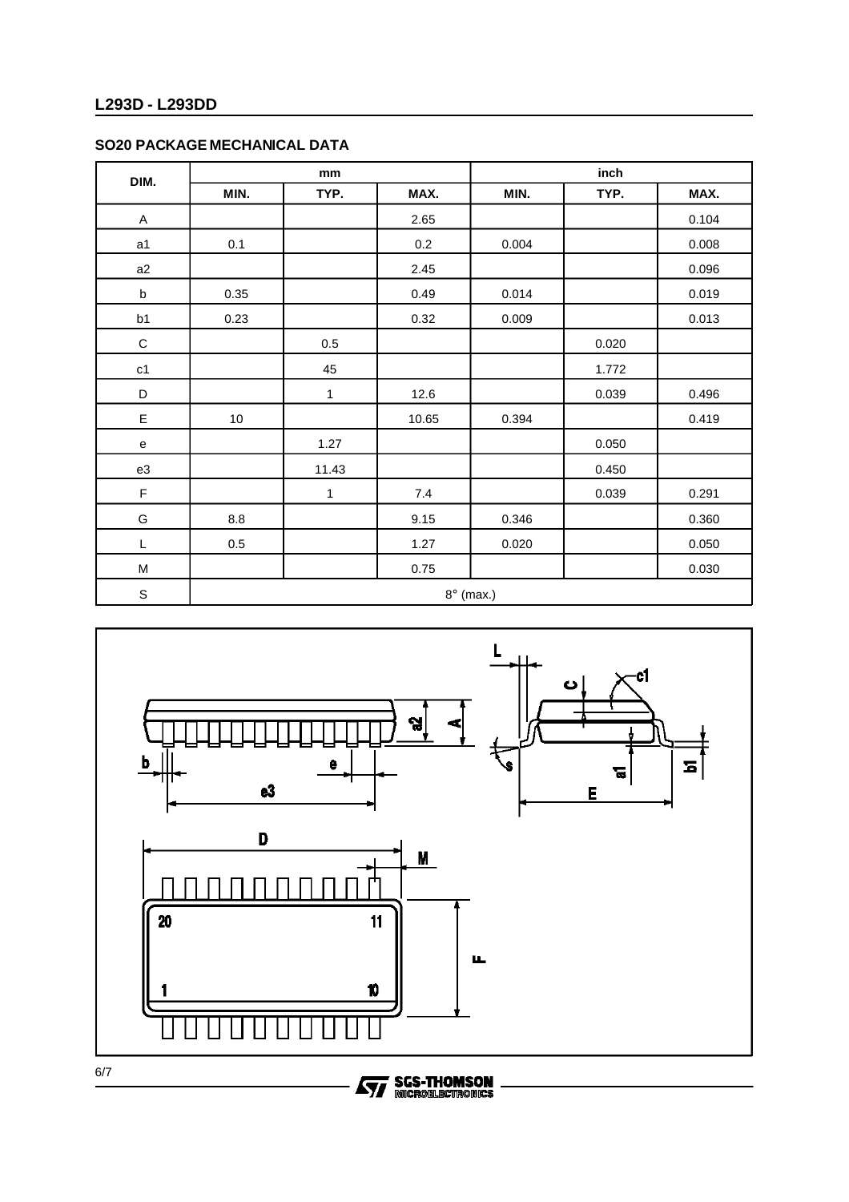## SO20 PACKAGE MECHANICAL DATA

| DIM. | mm | | | inch | | |
|---|---|---|---|---|---|---|
| | MIN. | TYP. | MAX. | MIN. | TYP. | MAX. |
| A | | | 2.65 | | | 0.104 |
| a1 | 0.1 | | 0.2 | 0.004 | | 0.008 |
| a2 | | | 2.45 | | | 0.096 |
| b | 0.35 | | 0.49 | 0.014 | | 0.019 |
| b1 | 0.23 | | 0.32 | 0.009 | | 0.013 |
| C | | 0.5 | | | 0.020 | |
| c1 | | 45 | | | 1.772 | |
| D | | 1 | 12.6 | | 0.039 | 0.496 |
| E | 10 | | 10.65 | 0.394 | | 0.419 |
| e | | 1.27 | | | 0.050 | |
| e3 | | 11.43 | | | 0.450 | |
| F | | 1 | 7.4 | | 0.039 | 0.291 |
| G | 8.8 | | 9.15 | 0.346 | | 0.360 |
| L | 0.5 | | 1.27 | 0.020 | | 0.050 |
| M | | | 0.75 | | | 0.030 |
| S | 8° (max.) | | | | | |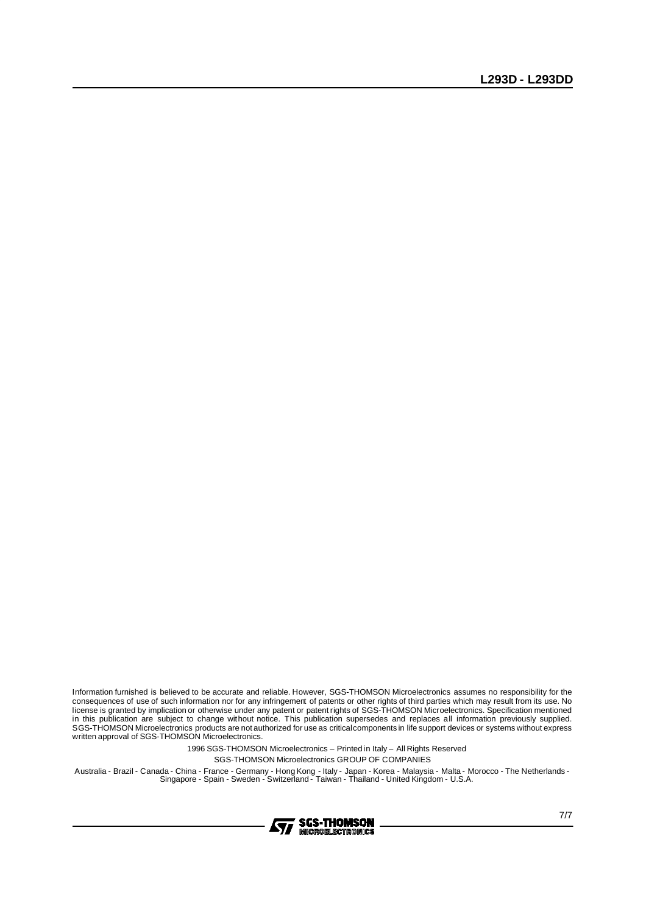Information furnished is believed to be accurate and reliable. However, SGS-THOMSON Microelectronics assumes no responsibility for the consequences of use of such information nor for any infringement of patents or other rights of third parties which may result from its use. No license is granted by implication or otherwise under any patent or patent rights of SGS-THOMSON Microelectronics. Specification mentioned in this publication are subject to change without notice. This publication supersedes and replaces all information previously supplied. SGS-THOMSON Microelectronics products are not authorized for use as critical components in life support devices or systems without express written approval of SGS-THOMSON Microelectronics.

1996 SGS-THOMSON Microelectronics – Printed in Italy – All Rights Reserved

SGS-THOMSON Microelectronics GROUP OF COMPANIES

Australia - Brazil - Canada - China - France - Germany - Hong Kong - Italy - Japan - Korea - Malaysia - Malta - Morocco - The Netherlands - Singapore - Spain - Sweden - Switzerland - Taiwan - Thailand - United Kingdom - U.S.A.